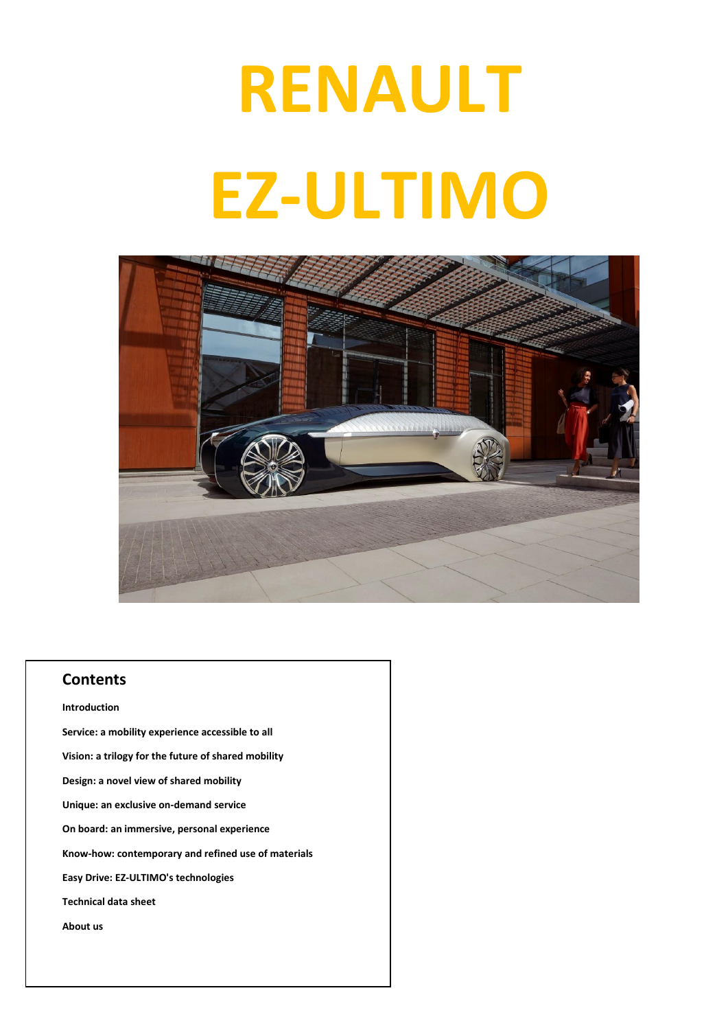# RENAULT EZ-ULTIMO

## Contents

**Introduction**

**Service: a mobility experience accessible to all**

**Vision: a trilogy for the future of shared mobility**

**Design: a novel view of shared mobility**

**Unique: an exclusive on-demand service**

**On board: an immersive, personal experience**

**Know-how: contemporary and refined use of materials**

**Easy Drive: EZ-ULTIMO's technologies**

**Technical data sheet**

**About us**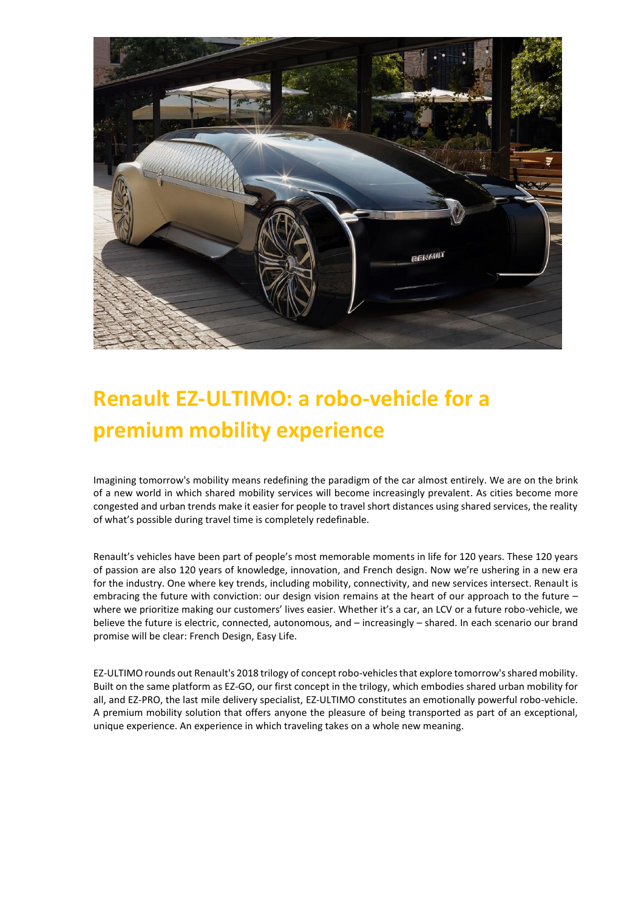# Renault EZ-ULTIMO: a robo-vehicle for a premium mobility experience

Imagining tomorrow's mobility means redefining the paradigm of the car almost entirely. We are on the brink of a new world in which shared mobility services will become increasingly prevalent. As cities become more congested and urban trends make it easier for people to travel short distances using shared services, the reality of what's possible during travel time is completely redefinable.

Renault's vehicles have been part of people's most memorable moments in life for 120 years. These 120 years of passion are also 120 years of knowledge, innovation, and French design. Now we're ushering in a new era for the industry. One where key trends, including mobility, connectivity, and new services intersect. Renault is embracing the future with conviction: our design vision remains at the heart of our approach to the future – where we prioritize making our customers' lives easier. Whether it's a car, an LCV or a future robo-vehicle, we believe the future is electric, connected, autonomous, and – increasingly – shared. In each scenario our brand promise will be clear: French Design, Easy Life.

EZ-ULTIMO rounds out Renault's 2018 trilogy of concept robo-vehicles that explore tomorrow's shared mobility. Built on the same platform as EZ-GO, our first concept in the trilogy, which embodies shared urban mobility for all, and EZ-PRO, the last mile delivery specialist, EZ-ULTIMO constitutes an emotionally powerful robo-vehicle. A premium mobility solution that offers anyone the pleasure of being transported as part of an exceptional, unique experience. An experience in which traveling takes on a whole new meaning.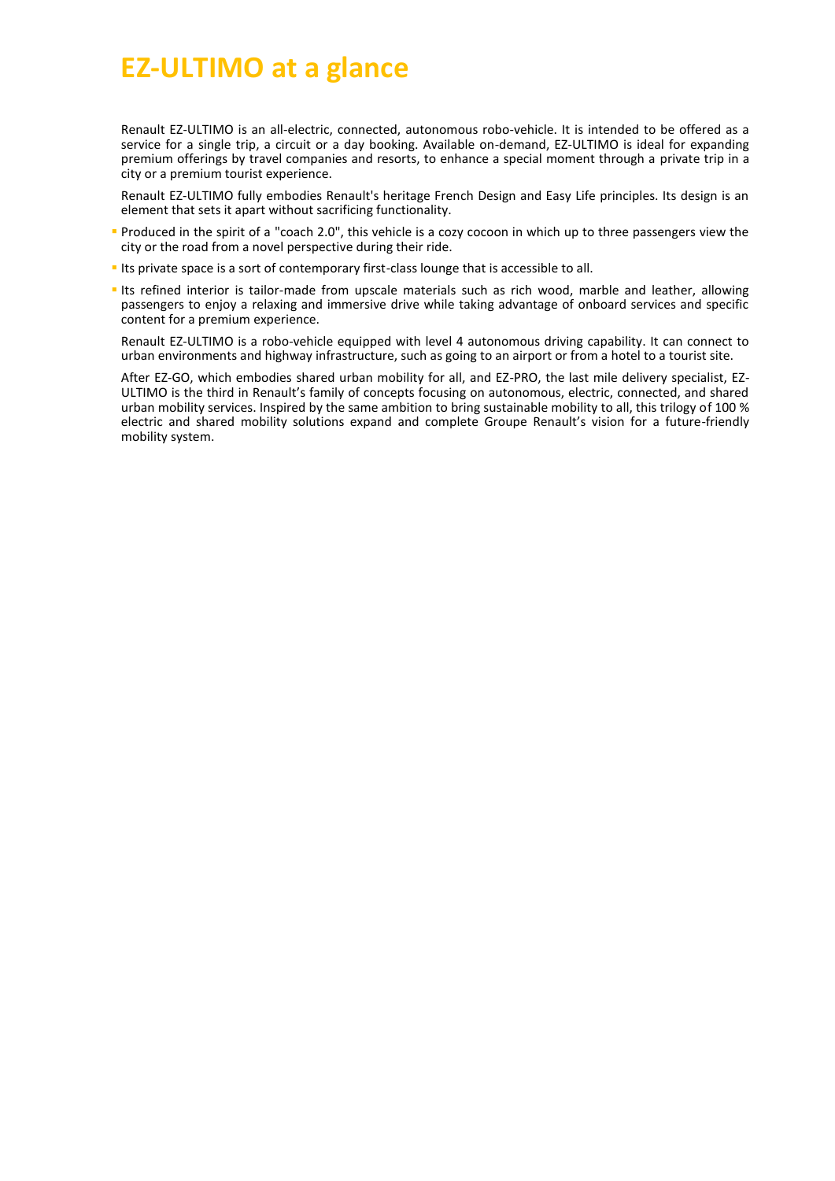# EZ-ULTIMO at a glance

Renault EZ-ULTIMO is an all-electric, connected, autonomous robo-vehicle. It is intended to be offered as a service for a single trip, a circuit or a day booking. Available on-demand, EZ-ULTIMO is ideal for expanding premium offerings by travel companies and resorts, to enhance a special moment through a private trip in a city or a premium tourist experience.

Renault EZ-ULTIMO fully embodies Renault's heritage French Design and Easy Life principles. Its design is an element that sets it apart without sacrificing functionality.

- Produced in the spirit of a "coach 2.0", this vehicle is a cozy cocoon in which up to three passengers view the city or the road from a novel perspective during their ride.
- Its private space is a sort of contemporary first-class lounge that is accessible to all.
- Its refined interior is tailor-made from upscale materials such as rich wood, marble and leather, allowing passengers to enjoy a relaxing and immersive drive while taking advantage of onboard services and specific content for a premium experience.

Renault EZ-ULTIMO is a robo-vehicle equipped with level 4 autonomous driving capability. It can connect to urban environments and highway infrastructure, such as going to an airport or from a hotel to a tourist site.

After EZ-GO, which embodies shared urban mobility for all, and EZ-PRO, the last mile delivery specialist, EZ-ULTIMO is the third in Renault's family of concepts focusing on autonomous, electric, connected, and shared urban mobility services. Inspired by the same ambition to bring sustainable mobility to all, this trilogy of 100 % electric and shared mobility solutions expand and complete Groupe Renault's vision for a future-friendly mobility system.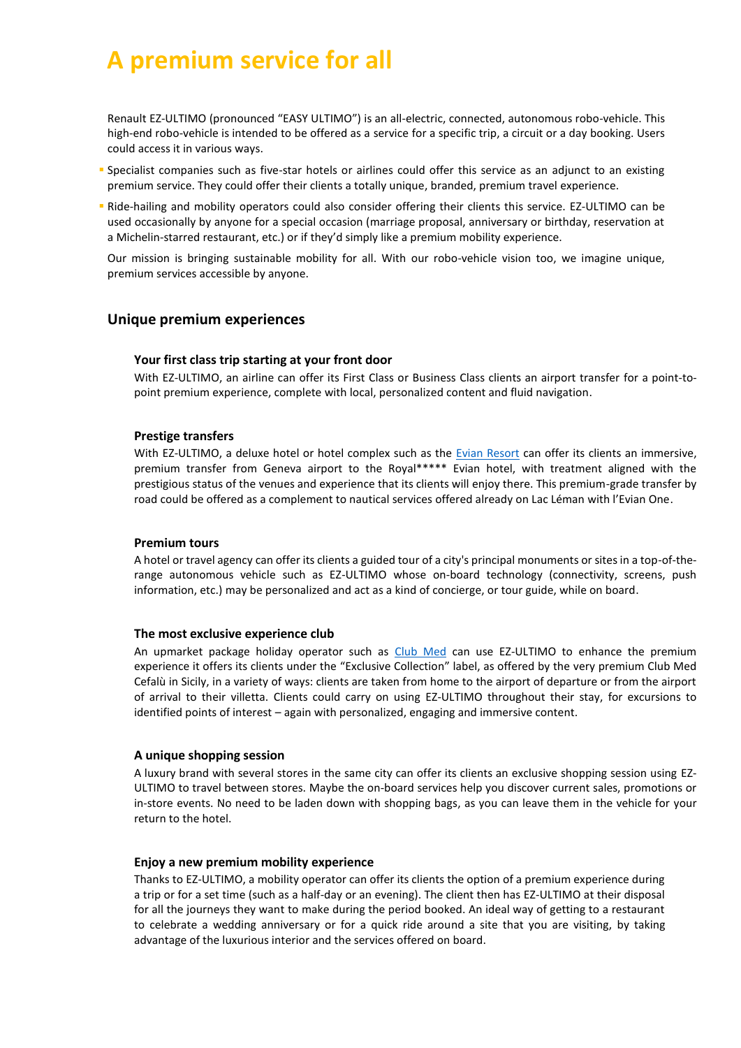# A premium service for all

Renault EZ-ULTIMO (pronounced "EASY ULTIMO") is an all-electric, connected, autonomous robo-vehicle. This high-end robo-vehicle is intended to be offered as a service for a specific trip, a circuit or a day booking. Users could access it in various ways.

- Specialist companies such as five-star hotels or airlines could offer this service as an adjunct to an existing premium service. They could offer their clients a totally unique, branded, premium travel experience.
- Ride-hailing and mobility operators could also consider offering their clients this service. EZ-ULTIMO can be used occasionally by anyone for a special occasion (marriage proposal, anniversary or birthday, reservation at a Michelin-starred restaurant, etc.) or if they'd simply like a premium mobility experience.

Our mission is bringing sustainable mobility for all. With our robo-vehicle vision too, we imagine unique, premium services accessible by anyone.

## Unique premium experiences

### Your first class trip starting at your front door

With EZ-ULTIMO, an airline can offer its First Class or Business Class clients an airport transfer for a point-to-point premium experience, complete with local, personalized content and fluid navigation.

### Prestige transfers

With EZ-ULTIMO, a deluxe hotel or hotel complex such as the Evian Resort can offer its clients an immersive, premium transfer from Geneva airport to the Royal***** Evian hotel, with treatment aligned with the prestigious status of the venues and experience that its clients will enjoy there. This premium-grade transfer by road could be offered as a complement to nautical services offered already on Lac Léman with l'Evian One.

### Premium tours

A hotel or travel agency can offer its clients a guided tour of a city's principal monuments or sites in a top-of-the-range autonomous vehicle such as EZ-ULTIMO whose on-board technology (connectivity, screens, push information, etc.) may be personalized and act as a kind of concierge, or tour guide, while on board.

### The most exclusive experience club

An upmarket package holiday operator such as Club Med can use EZ-ULTIMO to enhance the premium experience it offers its clients under the "Exclusive Collection" label, as offered by the very premium Club Med Cefalù in Sicily, in a variety of ways: clients are taken from home to the airport of departure or from the airport of arrival to their villetta. Clients could carry on using EZ-ULTIMO throughout their stay, for excursions to identified points of interest – again with personalized, engaging and immersive content.

### A unique shopping session

A luxury brand with several stores in the same city can offer its clients an exclusive shopping session using EZ-ULTIMO to travel between stores. Maybe the on-board services help you discover current sales, promotions or in-store events. No need to be laden down with shopping bags, as you can leave them in the vehicle for your return to the hotel.

### Enjoy a new premium mobility experience

Thanks to EZ-ULTIMO, a mobility operator can offer its clients the option of a premium experience during a trip or for a set time (such as a half-day or an evening). The client then has EZ-ULTIMO at their disposal for all the journeys they want to make during the period booked. An ideal way of getting to a restaurant to celebrate a wedding anniversary or for a quick ride around a site that you are visiting, by taking advantage of the luxurious interior and the services offered on board.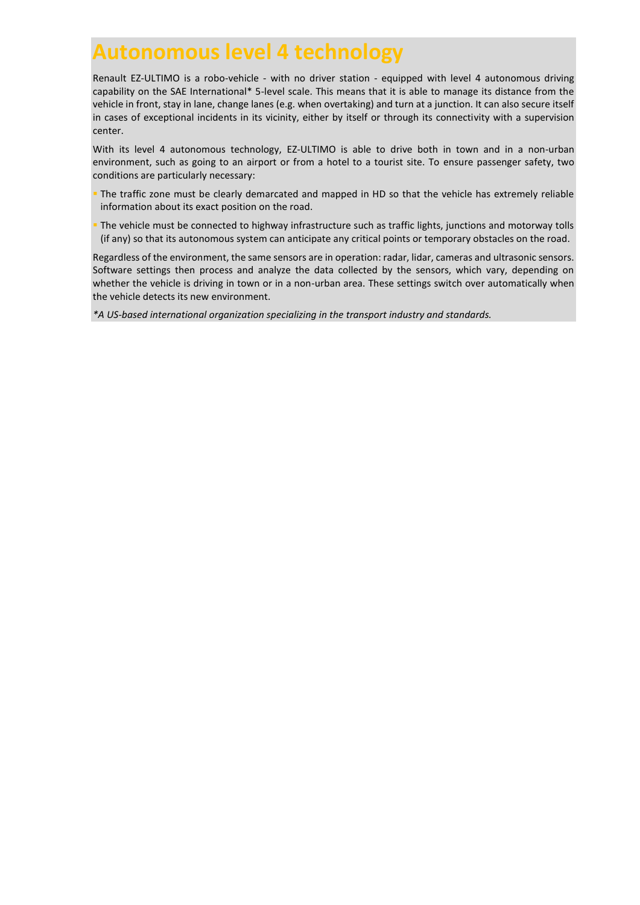# Autonomous level 4 technology

Renault EZ-ULTIMO is a robo-vehicle - with no driver station - equipped with level 4 autonomous driving capability on the SAE International* 5-level scale. This means that it is able to manage its distance from the vehicle in front, stay in lane, change lanes (e.g. when overtaking) and turn at a junction. It can also secure itself in cases of exceptional incidents in its vicinity, either by itself or through its connectivity with a supervision center.

With its level 4 autonomous technology, EZ-ULTIMO is able to drive both in town and in a non-urban environment, such as going to an airport or from a hotel to a tourist site. To ensure passenger safety, two conditions are particularly necessary:

- The traffic zone must be clearly demarcated and mapped in HD so that the vehicle has extremely reliable information about its exact position on the road.
- The vehicle must be connected to highway infrastructure such as traffic lights, junctions and motorway tolls (if any) so that its autonomous system can anticipate any critical points or temporary obstacles on the road.

Regardless of the environment, the same sensors are in operation: radar, lidar, cameras and ultrasonic sensors. Software settings then process and analyze the data collected by the sensors, which vary, depending on whether the vehicle is driving in town or in a non-urban area. These settings switch over automatically when the vehicle detects its new environment.

*\*A US-based international organization specializing in the transport industry and standards.*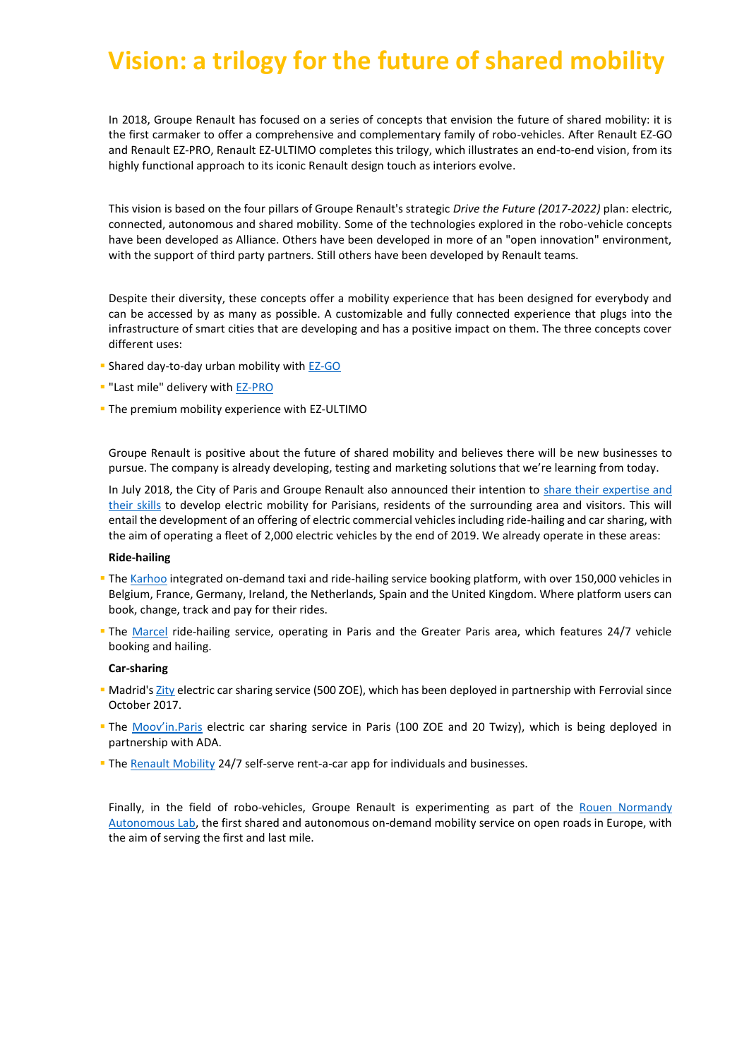# Vision: a trilogy for the future of shared mobility

In 2018, Groupe Renault has focused on a series of concepts that envision the future of shared mobility: it is the first carmaker to offer a comprehensive and complementary family of robo-vehicles. After Renault EZ-GO and Renault EZ-PRO, Renault EZ-ULTIMO completes this trilogy, which illustrates an end-to-end vision, from its highly functional approach to its iconic Renault design touch as interiors evolve.

This vision is based on the four pillars of Groupe Renault's strategic *Drive the Future (2017-2022)* plan: electric, connected, autonomous and shared mobility. Some of the technologies explored in the robo-vehicle concepts have been developed as Alliance. Others have been developed in more of an "open innovation" environment, with the support of third party partners. Still others have been developed by Renault teams.

Despite their diversity, these concepts offer a mobility experience that has been designed for everybody and can be accessed by as many as possible. A customizable and fully connected experience that plugs into the infrastructure of smart cities that are developing and has a positive impact on them. The three concepts cover different uses:

- Shared day-to-day urban mobility with EZ-GO
- "Last mile" delivery with EZ-PRO
- The premium mobility experience with EZ-ULTIMO

Groupe Renault is positive about the future of shared mobility and believes there will be new businesses to pursue. The company is already developing, testing and marketing solutions that we're learning from today.

In July 2018, the City of Paris and Groupe Renault also announced their intention to share their expertise and their skills to develop electric mobility for Parisians, residents of the surrounding area and visitors. This will entail the development of an offering of electric commercial vehicles including ride-hailing and car sharing, with the aim of operating a fleet of 2,000 electric vehicles by the end of 2019. We already operate in these areas:

**Ride-hailing**

- The Karhoo integrated on-demand taxi and ride-hailing service booking platform, with over 150,000 vehicles in Belgium, France, Germany, Ireland, the Netherlands, Spain and the United Kingdom. Where platform users can book, change, track and pay for their rides.
- The Marcel ride-hailing service, operating in Paris and the Greater Paris area, which features 24/7 vehicle booking and hailing.

**Car-sharing**

- Madrid's Zity electric car sharing service (500 ZOE), which has been deployed in partnership with Ferrovial since October 2017.
- The Moov'in.Paris electric car sharing service in Paris (100 ZOE and 20 Twizy), which is being deployed in partnership with ADA.
- The Renault Mobility 24/7 self-serve rent-a-car app for individuals and businesses.

Finally, in the field of robo-vehicles, Groupe Renault is experimenting as part of the Rouen Normandy Autonomous Lab, the first shared and autonomous on-demand mobility service on open roads in Europe, with the aim of serving the first and last mile.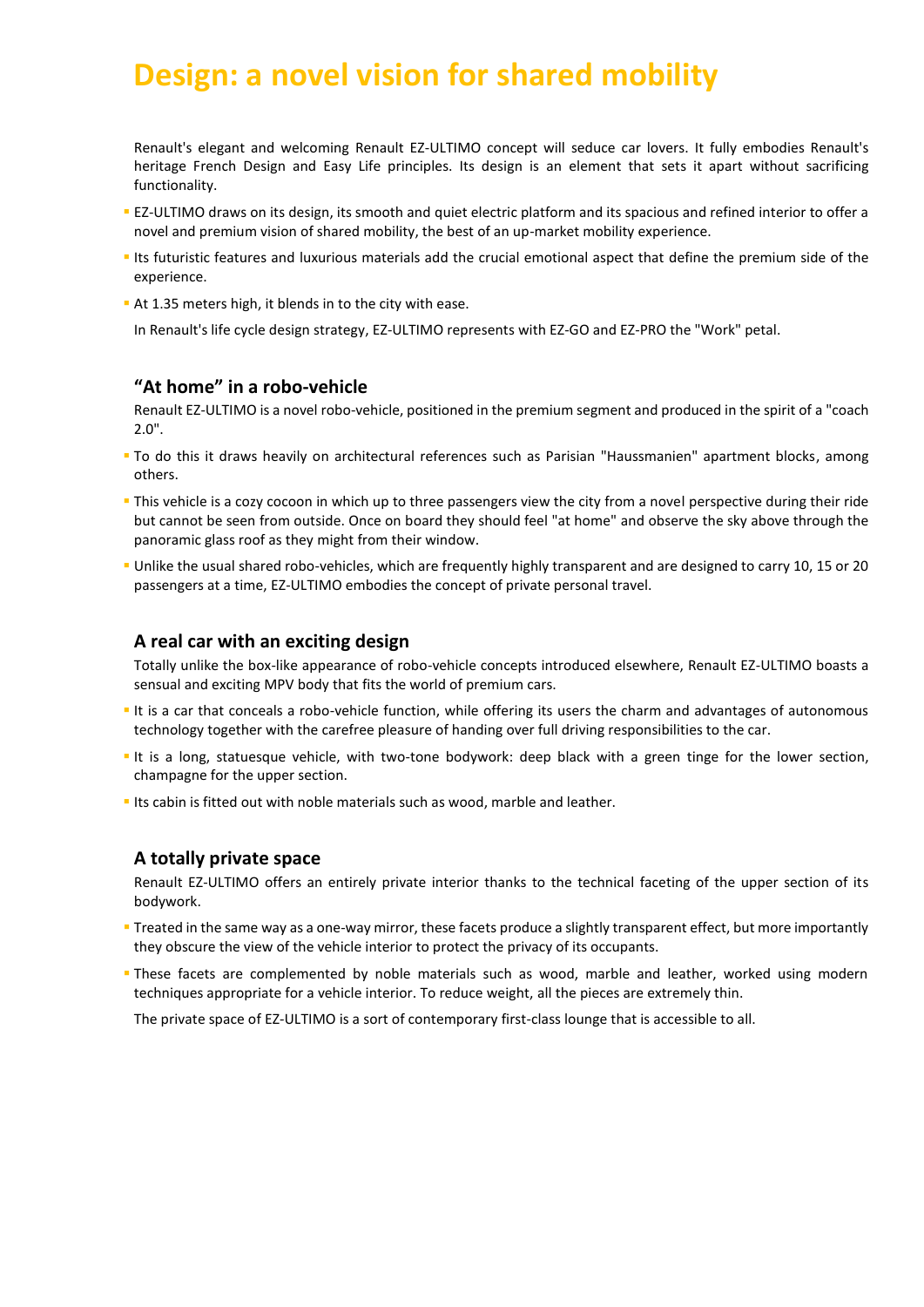# Design: a novel vision for shared mobility

Renault's elegant and welcoming Renault EZ-ULTIMO concept will seduce car lovers. It fully embodies Renault's heritage French Design and Easy Life principles. Its design is an element that sets it apart without sacrificing functionality.

- EZ-ULTIMO draws on its design, its smooth and quiet electric platform and its spacious and refined interior to offer a novel and premium vision of shared mobility, the best of an up-market mobility experience.
- Its futuristic features and luxurious materials add the crucial emotional aspect that define the premium side of the experience.
- At 1.35 meters high, it blends in to the city with ease.

In Renault's life cycle design strategy, EZ-ULTIMO represents with EZ-GO and EZ-PRO the "Work" petal.

### “At home” in a robo-vehicle

Renault EZ-ULTIMO is a novel robo-vehicle, positioned in the premium segment and produced in the spirit of a "coach 2.0".

- To do this it draws heavily on architectural references such as Parisian "Haussmanien" apartment blocks, among others.
- This vehicle is a cozy cocoon in which up to three passengers view the city from a novel perspective during their ride but cannot be seen from outside. Once on board they should feel "at home" and observe the sky above through the panoramic glass roof as they might from their window.
- Unlike the usual shared robo-vehicles, which are frequently highly transparent and are designed to carry 10, 15 or 20 passengers at a time, EZ-ULTIMO embodies the concept of private personal travel.

### A real car with an exciting design

Totally unlike the box-like appearance of robo-vehicle concepts introduced elsewhere, Renault EZ-ULTIMO boasts a sensual and exciting MPV body that fits the world of premium cars.

- It is a car that conceals a robo-vehicle function, while offering its users the charm and advantages of autonomous technology together with the carefree pleasure of handing over full driving responsibilities to the car.
- It is a long, statuesque vehicle, with two-tone bodywork: deep black with a green tinge for the lower section, champagne for the upper section.
- Its cabin is fitted out with noble materials such as wood, marble and leather.

### A totally private space

Renault EZ-ULTIMO offers an entirely private interior thanks to the technical faceting of the upper section of its bodywork.

- Treated in the same way as a one-way mirror, these facets produce a slightly transparent effect, but more importantly they obscure the view of the vehicle interior to protect the privacy of its occupants.
- These facets are complemented by noble materials such as wood, marble and leather, worked using modern techniques appropriate for a vehicle interior. To reduce weight, all the pieces are extremely thin.

The private space of EZ-ULTIMO is a sort of contemporary first-class lounge that is accessible to all.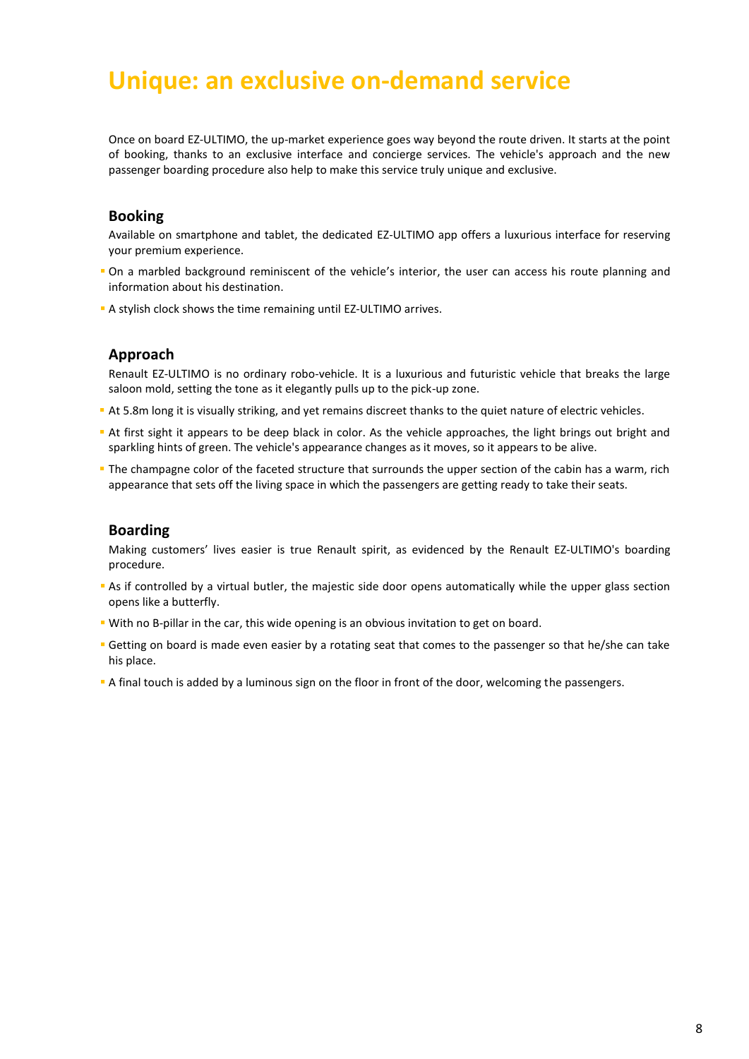# Unique: an exclusive on-demand service

Once on board EZ-ULTIMO, the up-market experience goes way beyond the route driven. It starts at the point of booking, thanks to an exclusive interface and concierge services. The vehicle's approach and the new passenger boarding procedure also help to make this service truly unique and exclusive.

## Booking

Available on smartphone and tablet, the dedicated EZ-ULTIMO app offers a luxurious interface for reserving your premium experience.

- On a marbled background reminiscent of the vehicle's interior, the user can access his route planning and information about his destination.
- A stylish clock shows the time remaining until EZ-ULTIMO arrives.

## Approach

Renault EZ-ULTIMO is no ordinary robo-vehicle. It is a luxurious and futuristic vehicle that breaks the large saloon mold, setting the tone as it elegantly pulls up to the pick-up zone.

- At 5.8m long it is visually striking, and yet remains discreet thanks to the quiet nature of electric vehicles.
- At first sight it appears to be deep black in color. As the vehicle approaches, the light brings out bright and sparkling hints of green. The vehicle's appearance changes as it moves, so it appears to be alive.
- The champagne color of the faceted structure that surrounds the upper section of the cabin has a warm, rich appearance that sets off the living space in which the passengers are getting ready to take their seats.

## Boarding

Making customers' lives easier is true Renault spirit, as evidenced by the Renault EZ-ULTIMO's boarding procedure.

- As if controlled by a virtual butler, the majestic side door opens automatically while the upper glass section opens like a butterfly.
- With no B-pillar in the car, this wide opening is an obvious invitation to get on board.
- Getting on board is made even easier by a rotating seat that comes to the passenger so that he/she can take his place.
- A final touch is added by a luminous sign on the floor in front of the door, welcoming the passengers.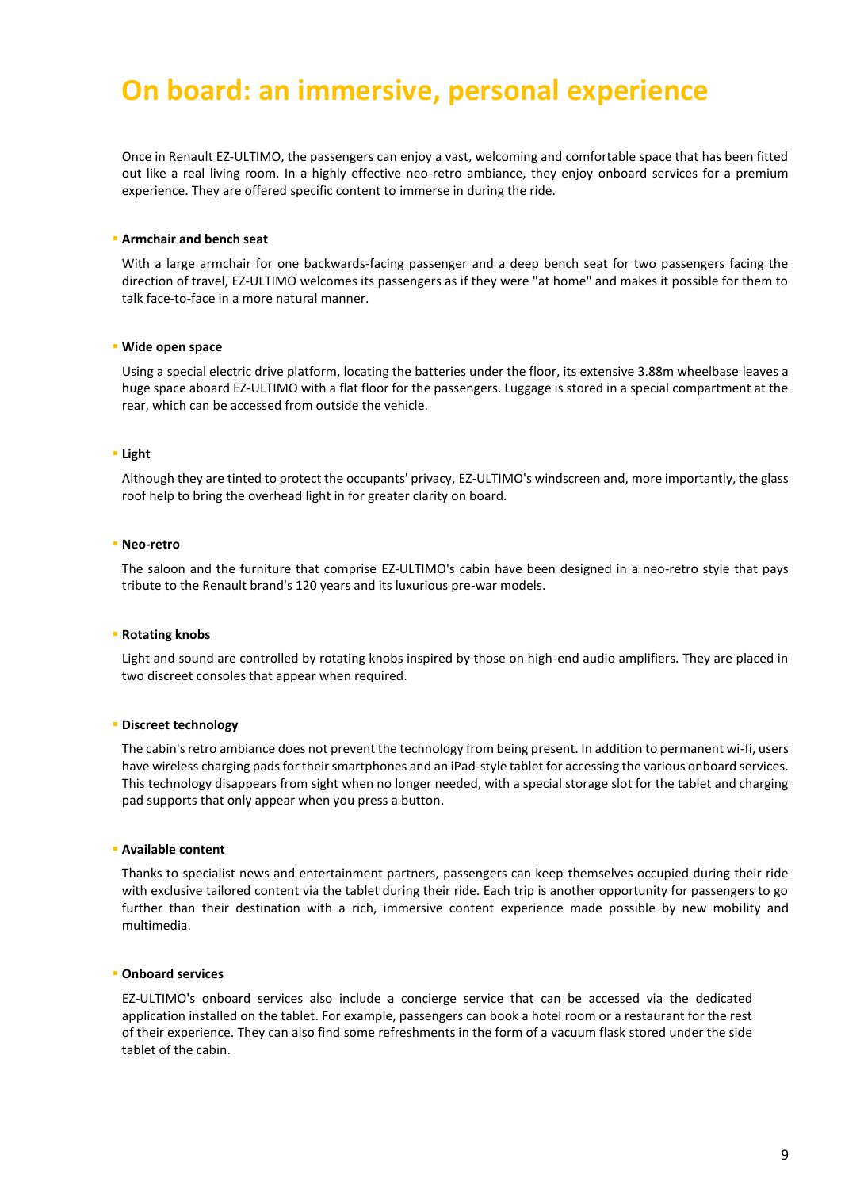# On board: an immersive, personal experience

Once in Renault EZ-ULTIMO, the passengers can enjoy a vast, welcoming and comfortable space that has been fitted out like a real living room. In a highly effective neo-retro ambiance, they enjoy onboard services for a premium experience. They are offered specific content to immerse in during the ride.

- **Armchair and bench seat**

With a large armchair for one backwards-facing passenger and a deep bench seat for two passengers facing the direction of travel, EZ-ULTIMO welcomes its passengers as if they were "at home" and makes it possible for them to talk face-to-face in a more natural manner.

- **Wide open space**

Using a special electric drive platform, locating the batteries under the floor, its extensive 3.88m wheelbase leaves a huge space aboard EZ-ULTIMO with a flat floor for the passengers. Luggage is stored in a special compartment at the rear, which can be accessed from outside the vehicle.

- **Light**

Although they are tinted to protect the occupants' privacy, EZ-ULTIMO's windscreen and, more importantly, the glass roof help to bring the overhead light in for greater clarity on board.

- **Neo-retro**

The saloon and the furniture that comprise EZ-ULTIMO's cabin have been designed in a neo-retro style that pays tribute to the Renault brand's 120 years and its luxurious pre-war models.

- **Rotating knobs**

Light and sound are controlled by rotating knobs inspired by those on high-end audio amplifiers. They are placed in two discreet consoles that appear when required.

- **Discreet technology**

The cabin's retro ambiance does not prevent the technology from being present. In addition to permanent wi-fi, users have wireless charging pads for their smartphones and an iPad-style tablet for accessing the various onboard services. This technology disappears from sight when no longer needed, with a special storage slot for the tablet and charging pad supports that only appear when you press a button.

- **Available content**

Thanks to specialist news and entertainment partners, passengers can keep themselves occupied during their ride with exclusive tailored content via the tablet during their ride. Each trip is another opportunity for passengers to go further than their destination with a rich, immersive content experience made possible by new mobility and multimedia.

- **Onboard services**

EZ-ULTIMO's onboard services also include a concierge service that can be accessed via the dedicated application installed on the tablet. For example, passengers can book a hotel room or a restaurant for the rest of their experience. They can also find some refreshments in the form of a vacuum flask stored under the side tablet of the cabin.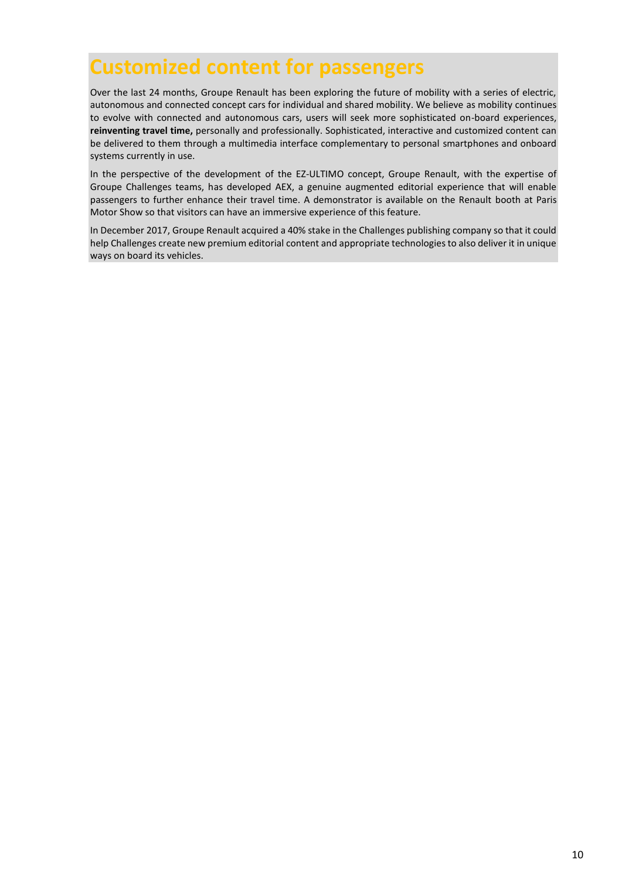# Customized content for passengers

Over the last 24 months, Groupe Renault has been exploring the future of mobility with a series of electric, autonomous and connected concept cars for individual and shared mobility. We believe as mobility continues to evolve with connected and autonomous cars, users will seek more sophisticated on-board experiences, **reinventing travel time,** personally and professionally. Sophisticated, interactive and customized content can be delivered to them through a multimedia interface complementary to personal smartphones and onboard systems currently in use.

In the perspective of the development of the EZ-ULTIMO concept, Groupe Renault, with the expertise of Groupe Challenges teams, has developed AEX, a genuine augmented editorial experience that will enable passengers to further enhance their travel time. A demonstrator is available on the Renault booth at Paris Motor Show so that visitors can have an immersive experience of this feature.

In December 2017, Groupe Renault acquired a 40% stake in the Challenges publishing company so that it could help Challenges create new premium editorial content and appropriate technologies to also deliver it in unique ways on board its vehicles.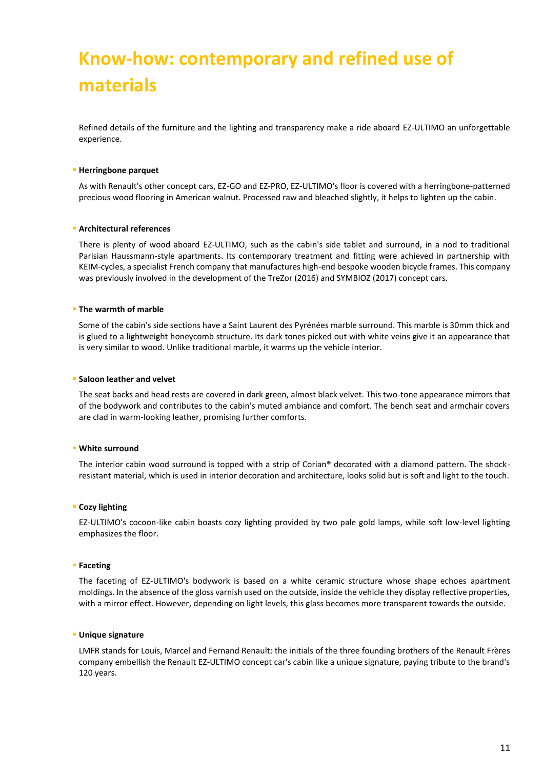# Know-how: contemporary and refined use of materials

Refined details of the furniture and the lighting and transparency make a ride aboard EZ-ULTIMO an unforgettable experience.

- **Herringbone parquet**

As with Renault's other concept cars, EZ-GO and EZ-PRO, EZ-ULTIMO's floor is covered with a herringbone-patterned precious wood flooring in American walnut. Processed raw and bleached slightly, it helps to lighten up the cabin.

- **Architectural references**

There is plenty of wood aboard EZ-ULTIMO, such as the cabin's side tablet and surround, in a nod to traditional Parisian Haussmann-style apartments. Its contemporary treatment and fitting were achieved in partnership with KEIM-cycles, a specialist French company that manufactures high-end bespoke wooden bicycle frames. This company was previously involved in the development of the TreZor (2016) and SYMBIOZ (2017) concept cars.

- **The warmth of marble**

Some of the cabin's side sections have a Saint Laurent des Pyrénées marble surround. This marble is 30mm thick and is glued to a lightweight honeycomb structure. Its dark tones picked out with white veins give it an appearance that is very similar to wood. Unlike traditional marble, it warms up the vehicle interior.

- **Saloon leather and velvet**

The seat backs and head rests are covered in dark green, almost black velvet. This two-tone appearance mirrors that of the bodywork and contributes to the cabin's muted ambiance and comfort. The bench seat and armchair covers are clad in warm-looking leather, promising further comforts.

- **White surround**

The interior cabin wood surround is topped with a strip of Corian® decorated with a diamond pattern. The shock-resistant material, which is used in interior decoration and architecture, looks solid but is soft and light to the touch.

- **Cozy lighting**

EZ-ULTIMO's cocoon-like cabin boasts cozy lighting provided by two pale gold lamps, while soft low-level lighting emphasizes the floor.

- **Faceting**

The faceting of EZ-ULTIMO's bodywork is based on a white ceramic structure whose shape echoes apartment moldings. In the absence of the gloss varnish used on the outside, inside the vehicle they display reflective properties, with a mirror effect. However, depending on light levels, this glass becomes more transparent towards the outside.

- **Unique signature**

LMFR stands for Louis, Marcel and Fernand Renault: the initials of the three founding brothers of the Renault Frères company embellish the Renault EZ-ULTIMO concept car's cabin like a unique signature, paying tribute to the brand's 120 years.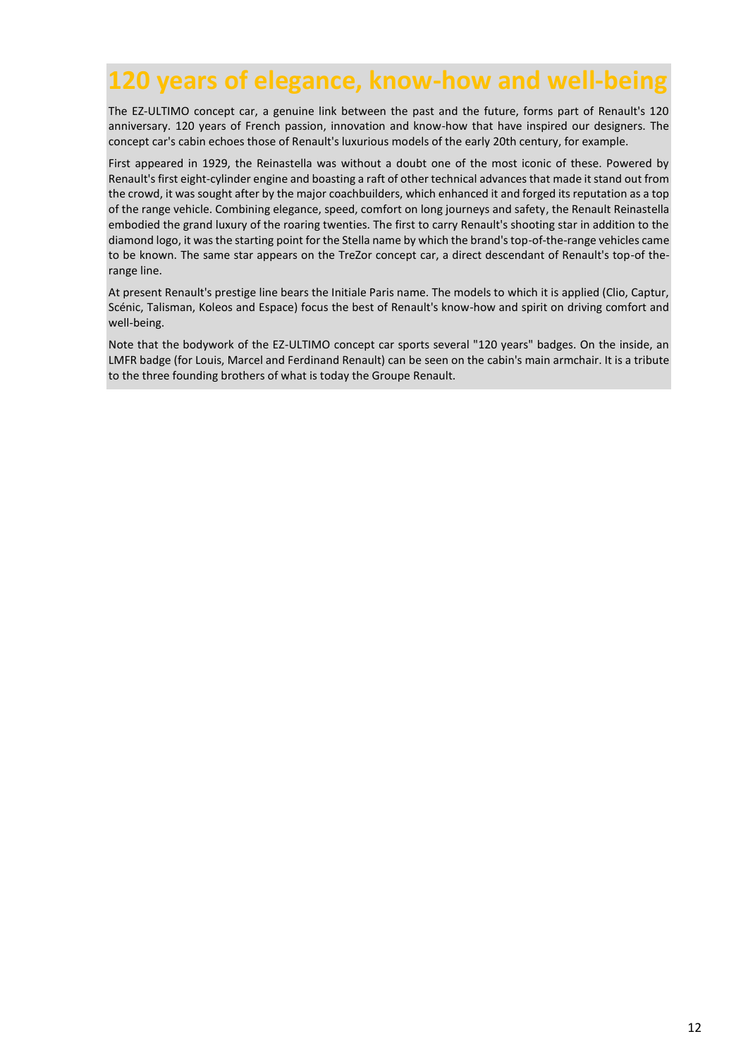# 120 years of elegance, know-how and well-being

The EZ-ULTIMO concept car, a genuine link between the past and the future, forms part of Renault's 120 anniversary. 120 years of French passion, innovation and know-how that have inspired our designers. The concept car's cabin echoes those of Renault's luxurious models of the early 20th century, for example.

First appeared in 1929, the Reinastella was without a doubt one of the most iconic of these. Powered by Renault's first eight-cylinder engine and boasting a raft of other technical advances that made it stand out from the crowd, it was sought after by the major coachbuilders, which enhanced it and forged its reputation as a top of the range vehicle. Combining elegance, speed, comfort on long journeys and safety, the Renault Reinastella embodied the grand luxury of the roaring twenties. The first to carry Renault's shooting star in addition to the diamond logo, it was the starting point for the Stella name by which the brand's top-of-the-range vehicles came to be known. The same star appears on the TreZor concept car, a direct descendant of Renault's top-of the-range line.

At present Renault's prestige line bears the Initiale Paris name. The models to which it is applied (Clio, Captur, Scénic, Talisman, Koleos and Espace) focus the best of Renault's know-how and spirit on driving comfort and well-being.

Note that the bodywork of the EZ-ULTIMO concept car sports several "120 years" badges. On the inside, an LMFR badge (for Louis, Marcel and Ferdinand Renault) can be seen on the cabin's main armchair. It is a tribute to the three founding brothers of what is today the Groupe Renault.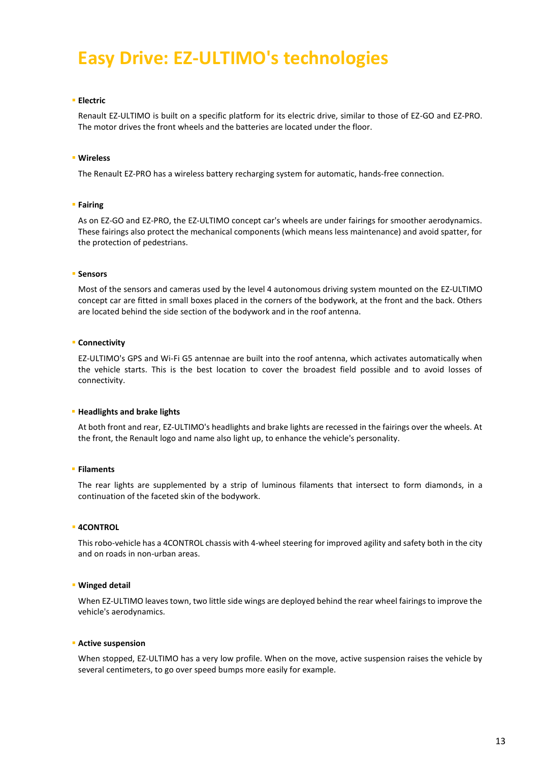# Easy Drive: EZ-ULTIMO's technologies

- **Electric**

  Renault EZ-ULTIMO is built on a specific platform for its electric drive, similar to those of EZ-GO and EZ-PRO. The motor drives the front wheels and the batteries are located under the floor.

- **Wireless**

  The Renault EZ-PRO has a wireless battery recharging system for automatic, hands-free connection.

- **Fairing**

  As on EZ-GO and EZ-PRO, the EZ-ULTIMO concept car's wheels are under fairings for smoother aerodynamics. These fairings also protect the mechanical components (which means less maintenance) and avoid spatter, for the protection of pedestrians.

- **Sensors**

  Most of the sensors and cameras used by the level 4 autonomous driving system mounted on the EZ-ULTIMO concept car are fitted in small boxes placed in the corners of the bodywork, at the front and the back. Others are located behind the side section of the bodywork and in the roof antenna.

- **Connectivity**

  EZ-ULTIMO's GPS and Wi-Fi G5 antennae are built into the roof antenna, which activates automatically when the vehicle starts. This is the best location to cover the broadest field possible and to avoid losses of connectivity.

- **Headlights and brake lights**

  At both front and rear, EZ-ULTIMO's headlights and brake lights are recessed in the fairings over the wheels. At the front, the Renault logo and name also light up, to enhance the vehicle's personality.

- **Filaments**

  The rear lights are supplemented by a strip of luminous filaments that intersect to form diamonds, in a continuation of the faceted skin of the bodywork.

- **4CONTROL**

  This robo-vehicle has a 4CONTROL chassis with 4-wheel steering for improved agility and safety both in the city and on roads in non-urban areas.

- **Winged detail**

  When EZ-ULTIMO leaves town, two little side wings are deployed behind the rear wheel fairings to improve the vehicle's aerodynamics.

- **Active suspension**

  When stopped, EZ-ULTIMO has a very low profile. When on the move, active suspension raises the vehicle by several centimeters, to go over speed bumps more easily for example.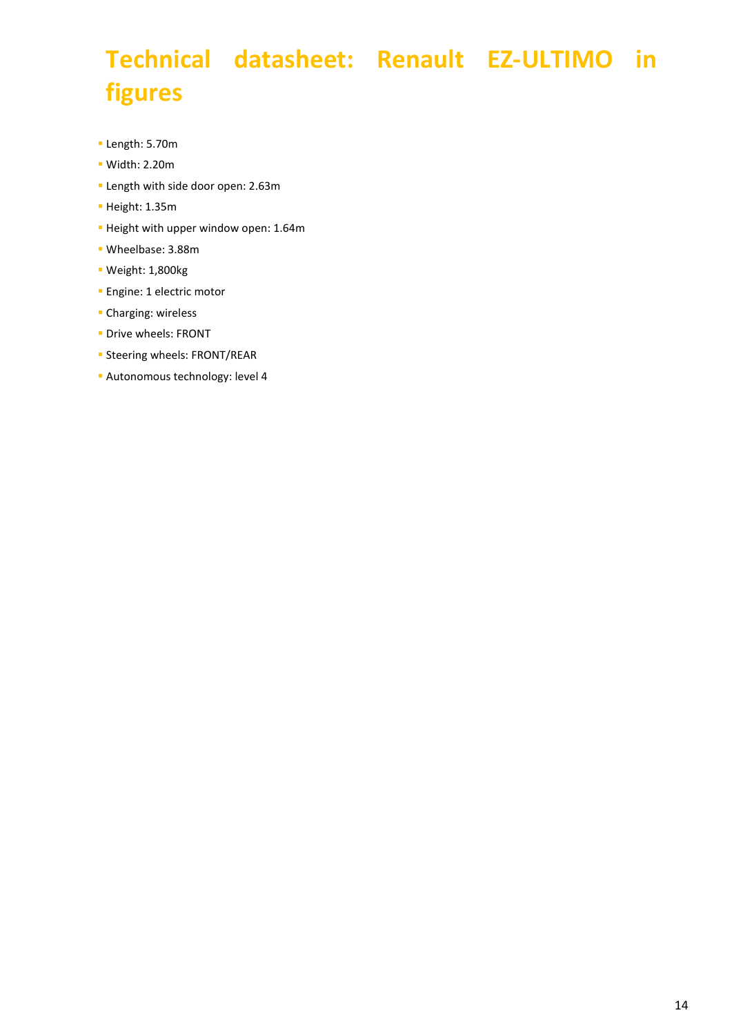# Technical datasheet: Renault EZ-ULTIMO in figures

- Length: 5.70m
- Width: 2.20m
- Length with side door open: 2.63m
- Height: 1.35m
- Height with upper window open: 1.64m
- Wheelbase: 3.88m
- Weight: 1,800kg
- Engine: 1 electric motor
- Charging: wireless
- Drive wheels: FRONT
- Steering wheels: FRONT/REAR
- Autonomous technology: level 4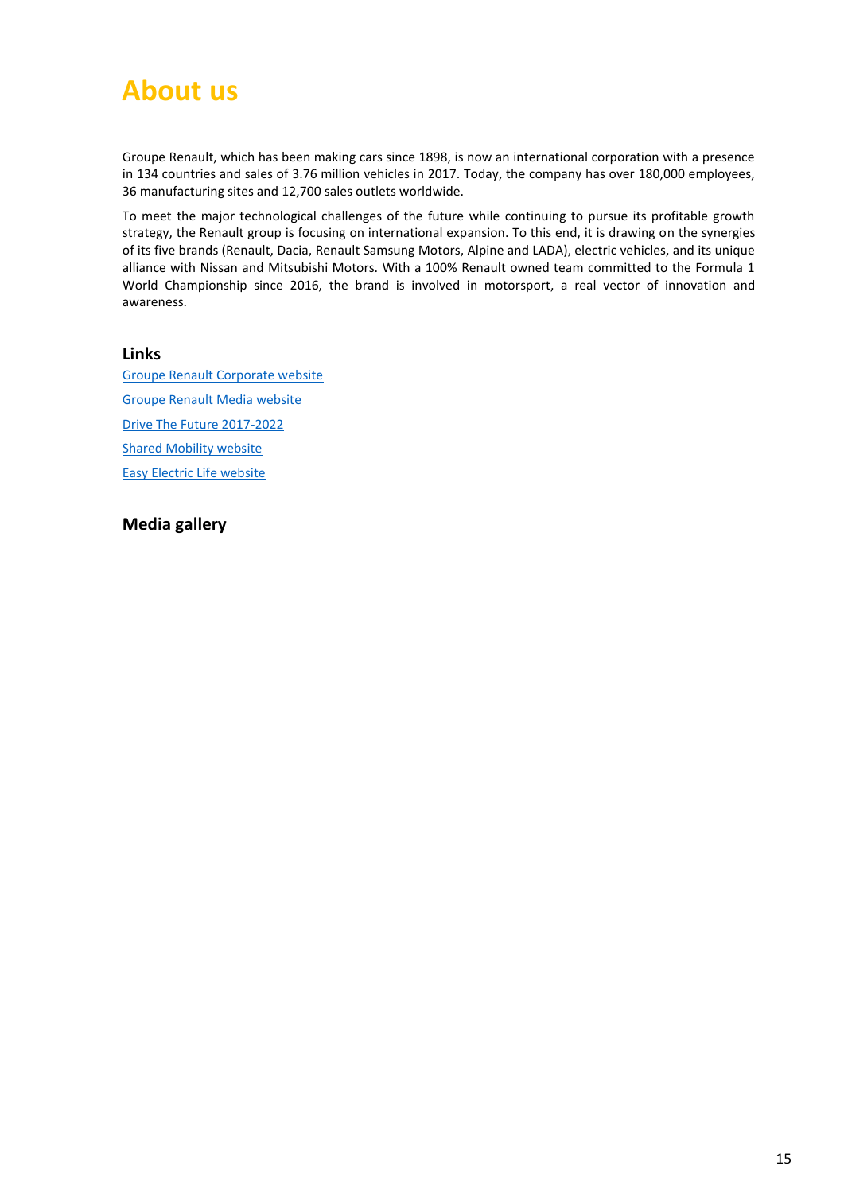# About us

Groupe Renault, which has been making cars since 1898, is now an international corporation with a presence in 134 countries and sales of 3.76 million vehicles in 2017. Today, the company has over 180,000 employees, 36 manufacturing sites and 12,700 sales outlets worldwide.

To meet the major technological challenges of the future while continuing to pursue its profitable growth strategy, the Renault group is focusing on international expansion. To this end, it is drawing on the synergies of its five brands (Renault, Dacia, Renault Samsung Motors, Alpine and LADA), electric vehicles, and its unique alliance with Nissan and Mitsubishi Motors. With a 100% Renault owned team committed to the Formula 1 World Championship since 2016, the brand is involved in motorsport, a real vector of innovation and awareness.

## Links

Groupe Renault Corporate website

Groupe Renault Media website

Drive The Future 2017-2022

Shared Mobility website

Easy Electric Life website

## Media gallery